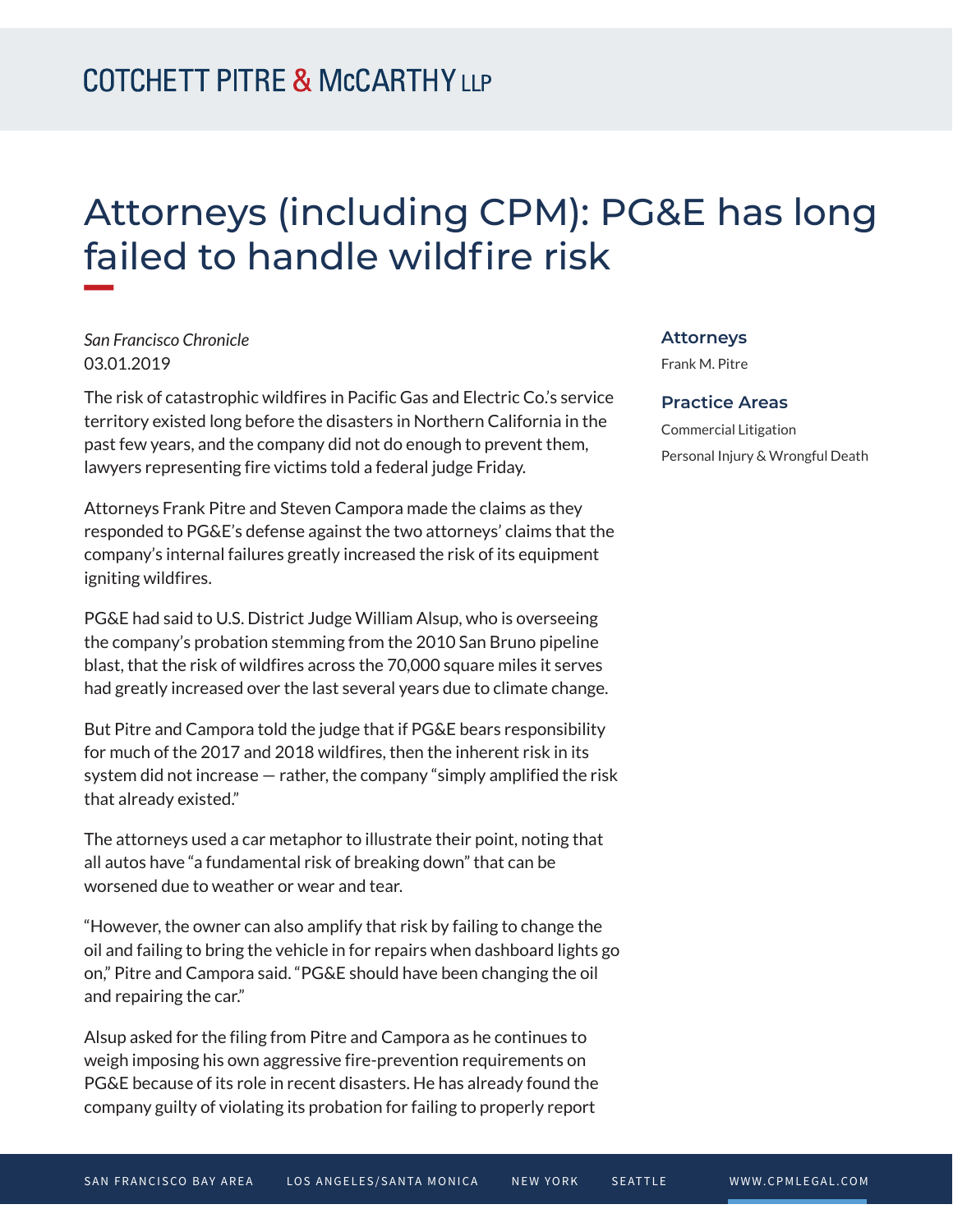# Attorneys (including CPM): PG&E has long failed to handle wildfire risk

*San Francisco Chronicle*
03.01.2019

The risk of catastrophic wildfires in Pacific Gas and Electric Co.'s service territory existed long before the disasters in Northern California in the past few years, and the company did not do enough to prevent them, lawyers representing fire victims told a federal judge Friday.

Attorneys Frank Pitre and Steven Campora made the claims as they responded to PG&E's defense against the two attorneys' claims that the company's internal failures greatly increased the risk of its equipment igniting wildfires.

PG&E had said to U.S. District Judge William Alsup, who is overseeing the company's probation stemming from the 2010 San Bruno pipeline blast, that the risk of wildfires across the 70,000 square miles it serves had greatly increased over the last several years due to climate change.

But Pitre and Campora told the judge that if PG&E bears responsibility for much of the 2017 and 2018 wildfires, then the inherent risk in its system did not increase — rather, the company "simply amplified the risk that already existed."

The attorneys used a car metaphor to illustrate their point, noting that all autos have "a fundamental risk of breaking down" that can be worsened due to weather or wear and tear.

"However, the owner can also amplify that risk by failing to change the oil and failing to bring the vehicle in for repairs when dashboard lights go on," Pitre and Campora said. "PG&E should have been changing the oil and repairing the car."

Alsup asked for the filing from Pitre and Campora as he continues to weigh imposing his own aggressive fire-prevention requirements on PG&E because of its role in recent disasters. He has already found the company guilty of violating its probation for failing to properly report

### Attorneys

Frank M. Pitre

### Practice Areas

Commercial Litigation

Personal Injury & Wrongful Death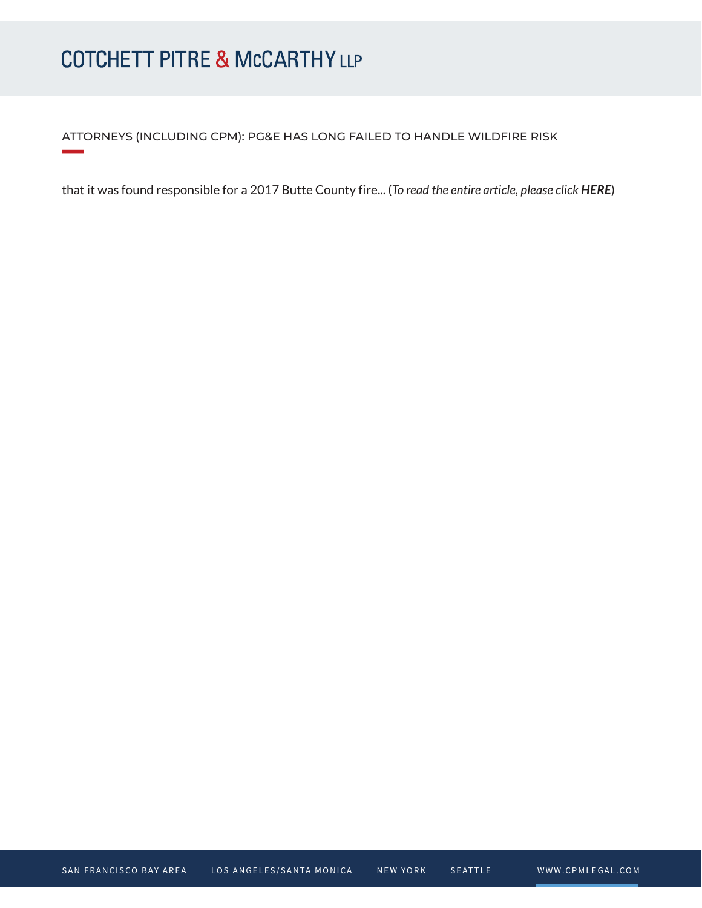ATTORNEYS (INCLUDING CPM): PG&E HAS LONG FAILED TO HANDLE WILDFIRE RISK

that it was found responsible for a 2017 Butte County fire... (*To read the entire article, please click **HERE***)